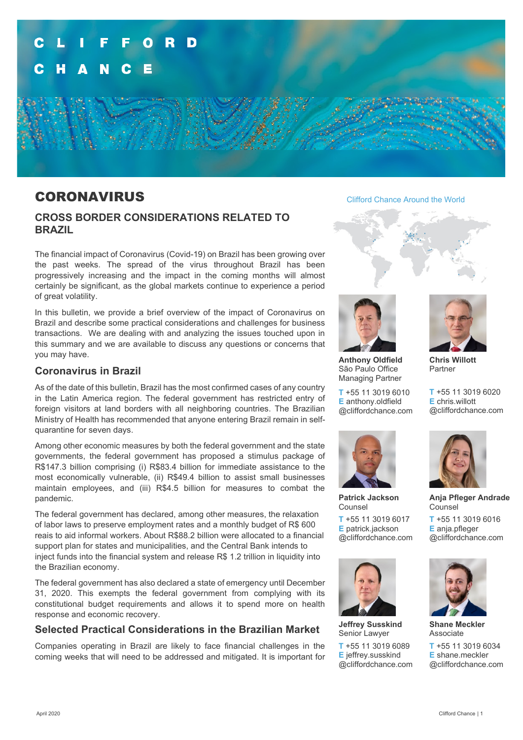CLIFFORD CHANCE

# CORONAVIRUS

## CROSS BORDER CONSIDERATIONS RELATED TO BRAZIL

The financial impact of Coronavirus (Covid-19) on Brazil has been growing over the past weeks. The spread of the virus throughout Brazil has been progressively increasing and the impact in the coming months will almost certainly be significant, as the global markets continue to experience a period of great volatility.

In this bulletin, we provide a brief overview of the impact of Coronavirus on Brazil and describe some practical considerations and challenges for business transactions. We are dealing with and analyzing the issues touched upon in this summary and we are available to discuss any questions or concerns that you may have.

### Coronavirus in Brazil

As of the date of this bulletin, Brazil has the most confirmed cases of any country in the Latin America region. The federal government has restricted entry of foreign visitors at land borders with all neighboring countries. The Brazilian Ministry of Health has recommended that anyone entering Brazil remain in self-quarantine for seven days.

Among other economic measures by both the federal government and the state governments, the federal government has proposed a stimulus package of R$147.3 billion comprising (i) R$83.4 billion for immediate assistance to the most economically vulnerable, (ii) R$49.4 billion to assist small businesses maintain employees, and (iii) R$4.5 billion for measures to combat the pandemic.

The federal government has declared, among other measures, the relaxation of labor laws to preserve employment rates and a monthly budget of R$ 600 reais to aid informal workers. About R$88.2 billion were allocated to a financial support plan for states and municipalities, and the Central Bank intends to inject funds into the financial system and release R$ 1.2 trillion in liquidity into the Brazilian economy.

The federal government has also declared a state of emergency until December 31, 2020. This exempts the federal government from complying with its constitutional budget requirements and allows it to spend more on health response and economic recovery.

### Selected Practical Considerations in the Brazilian Market

Companies operating in Brazil are likely to face financial challenges in the coming weeks that will need to be addressed and mitigated. It is important for

Clifford Chance Around the World

**Anthony Oldfield**
São Paulo Office
Managing Partner

**T** +55 11 3019 6010
**E** anthony.oldfield
@cliffordchance.com

**Chris Willott**
Partner

**T** +55 11 3019 6020
**E** chris.willott
@cliffordchance.com

**Patrick Jackson**
Counsel

**T** +55 11 3019 6017
**E** patrick.jackson
@cliffordchance.com

**Anja Pfleger Andrade**
Counsel

**T** +55 11 3019 6016
**E** anja.pfleger
@cliffordchance.com

**Jeffrey Susskind**
Senior Lawyer

**T** +55 11 3019 6089
**E** jeffrey.susskind
@cliffordchance.com

**Shane Meckler**
Associate

**T** +55 11 3019 6034
**E** shane.meckler
@cliffordchance.com

April 2020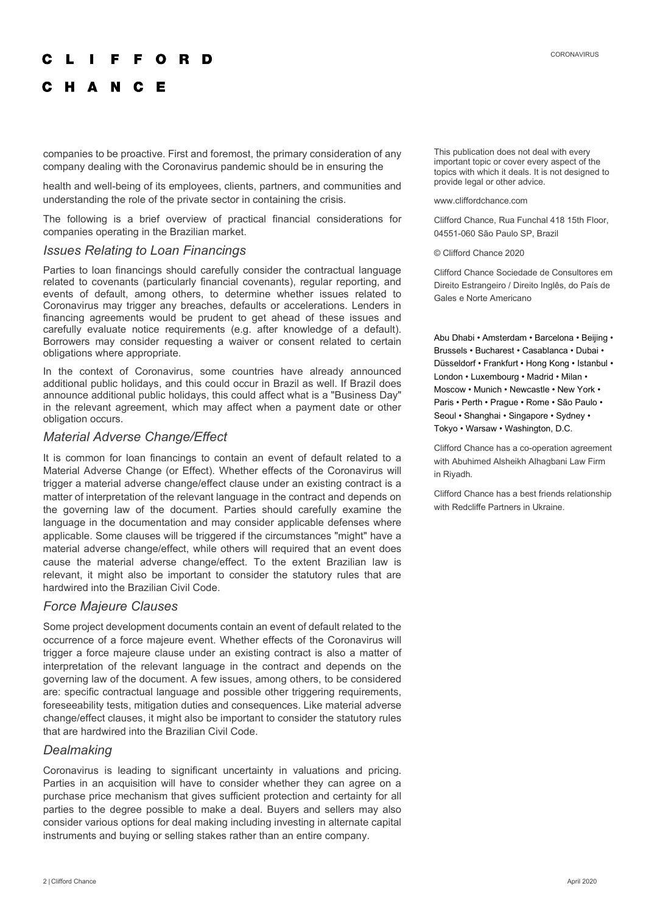companies to be proactive. First and foremost, the primary consideration of any company dealing with the Coronavirus pandemic should be in ensuring the health and well-being of its employees, clients, partners, and communities and understanding the role of the private sector in containing the crisis.

The following is a brief overview of practical financial considerations for companies operating in the Brazilian market.

### *Issues Relating to Loan Financings*

Parties to loan financings should carefully consider the contractual language related to covenants (particularly financial covenants), regular reporting, and events of default, among others, to determine whether issues related to Coronavirus may trigger any breaches, defaults or accelerations. Lenders in financing agreements would be prudent to get ahead of these issues and carefully evaluate notice requirements (e.g. after knowledge of a default). Borrowers may consider requesting a waiver or consent related to certain obligations where appropriate.

In the context of Coronavirus, some countries have already announced additional public holidays, and this could occur in Brazil as well. If Brazil does announce additional public holidays, this could affect what is a "Business Day" in the relevant agreement, which may affect when a payment date or other obligation occurs.

### *Material Adverse Change/Effect*

It is common for loan financings to contain an event of default related to a Material Adverse Change (or Effect). Whether effects of the Coronavirus will trigger a material adverse change/effect clause under an existing contract is a matter of interpretation of the relevant language in the contract and depends on the governing law of the document. Parties should carefully examine the language in the documentation and may consider applicable defenses where applicable. Some clauses will be triggered if the circumstances "might" have a material adverse change/effect, while others will required that an event does cause the material adverse change/effect. To the extent Brazilian law is relevant, it might also be important to consider the statutory rules that are hardwired into the Brazilian Civil Code.

### *Force Majeure Clauses*

Some project development documents contain an event of default related to the occurrence of a force majeure event. Whether effects of the Coronavirus will trigger a force majeure clause under an existing contract is also a matter of interpretation of the relevant language in the contract and depends on the governing law of the document. A few issues, among others, to be considered are: specific contractual language and possible other triggering requirements, foreseeability tests, mitigation duties and consequences. Like material adverse change/effect clauses, it might also be important to consider the statutory rules that are hardwired into the Brazilian Civil Code.

### *Dealmaking*

Coronavirus is leading to significant uncertainty in valuations and pricing. Parties in an acquisition will have to consider whether they can agree on a purchase price mechanism that gives sufficient protection and certainty for all parties to the degree possible to make a deal. Buyers and sellers may also consider various options for deal making including investing in alternate capital instruments and buying or selling stakes rather than an entire company.

This publication does not deal with every important topic or cover every aspect of the topics with which it deals. It is not designed to provide legal or other advice.

www.cliffordchance.com

Clifford Chance, Rua Funchal 418 15th Floor, 04551-060 São Paulo SP, Brazil

© Clifford Chance 2020

Clifford Chance Sociedade de Consultores em Direito Estrangeiro / Direito Inglês, do País de Gales e Norte Americano

Abu Dhabi • Amsterdam • Barcelona • Beijing • Brussels • Bucharest • Casablanca • Dubai • Düsseldorf • Frankfurt • Hong Kong • Istanbul • London • Luxembourg • Madrid • Milan • Moscow • Munich • Newcastle • New York • Paris • Perth • Prague • Rome • São Paulo • Seoul • Shanghai • Singapore • Sydney • Tokyo • Warsaw • Washington, D.C.

Clifford Chance has a co-operation agreement with Abuhimed Alsheikh Alhagbani Law Firm in Riyadh.

Clifford Chance has a best friends relationship with Redcliffe Partners in Ukraine.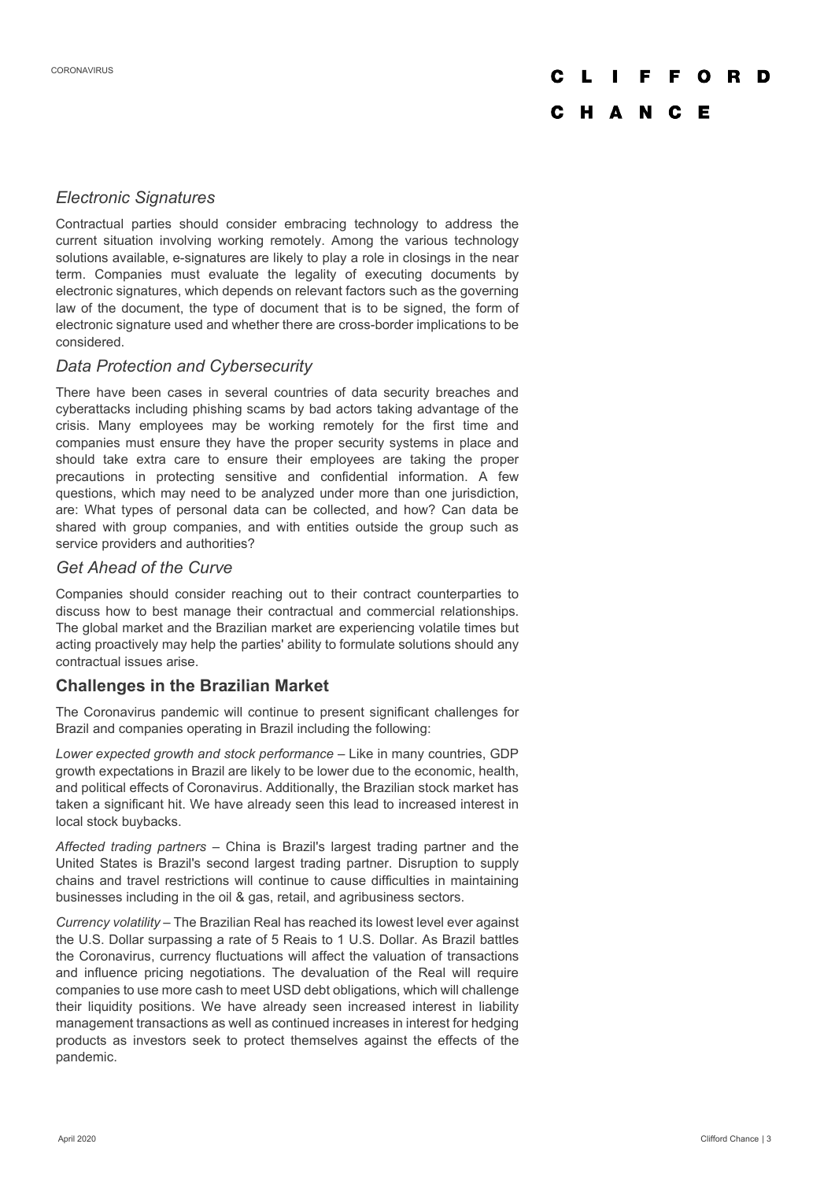### *Electronic Signatures*

Contractual parties should consider embracing technology to address the current situation involving working remotely. Among the various technology solutions available, e-signatures are likely to play a role in closings in the near term. Companies must evaluate the legality of executing documents by electronic signatures, which depends on relevant factors such as the governing law of the document, the type of document that is to be signed, the form of electronic signature used and whether there are cross-border implications to be considered.

### *Data Protection and Cybersecurity*

There have been cases in several countries of data security breaches and cyberattacks including phishing scams by bad actors taking advantage of the crisis. Many employees may be working remotely for the first time and companies must ensure they have the proper security systems in place and should take extra care to ensure their employees are taking the proper precautions in protecting sensitive and confidential information. A few questions, which may need to be analyzed under more than one jurisdiction, are: What types of personal data can be collected, and how? Can data be shared with group companies, and with entities outside the group such as service providers and authorities?

### *Get Ahead of the Curve*

Companies should consider reaching out to their contract counterparties to discuss how to best manage their contractual and commercial relationships. The global market and the Brazilian market are experiencing volatile times but acting proactively may help the parties' ability to formulate solutions should any contractual issues arise.

## Challenges in the Brazilian Market

The Coronavirus pandemic will continue to present significant challenges for Brazil and companies operating in Brazil including the following:

*Lower expected growth and stock performance* – Like in many countries, GDP growth expectations in Brazil are likely to be lower due to the economic, health, and political effects of Coronavirus. Additionally, the Brazilian stock market has taken a significant hit. We have already seen this lead to increased interest in local stock buybacks.

*Affected trading partners* – China is Brazil's largest trading partner and the United States is Brazil's second largest trading partner. Disruption to supply chains and travel restrictions will continue to cause difficulties in maintaining businesses including in the oil & gas, retail, and agribusiness sectors.

*Currency volatility* – The Brazilian Real has reached its lowest level ever against the U.S. Dollar surpassing a rate of 5 Reais to 1 U.S. Dollar. As Brazil battles the Coronavirus, currency fluctuations will affect the valuation of transactions and influence pricing negotiations. The devaluation of the Real will require companies to use more cash to meet USD debt obligations, which will challenge their liquidity positions. We have already seen increased interest in liability management transactions as well as continued increases in interest for hedging products as investors seek to protect themselves against the effects of the pandemic.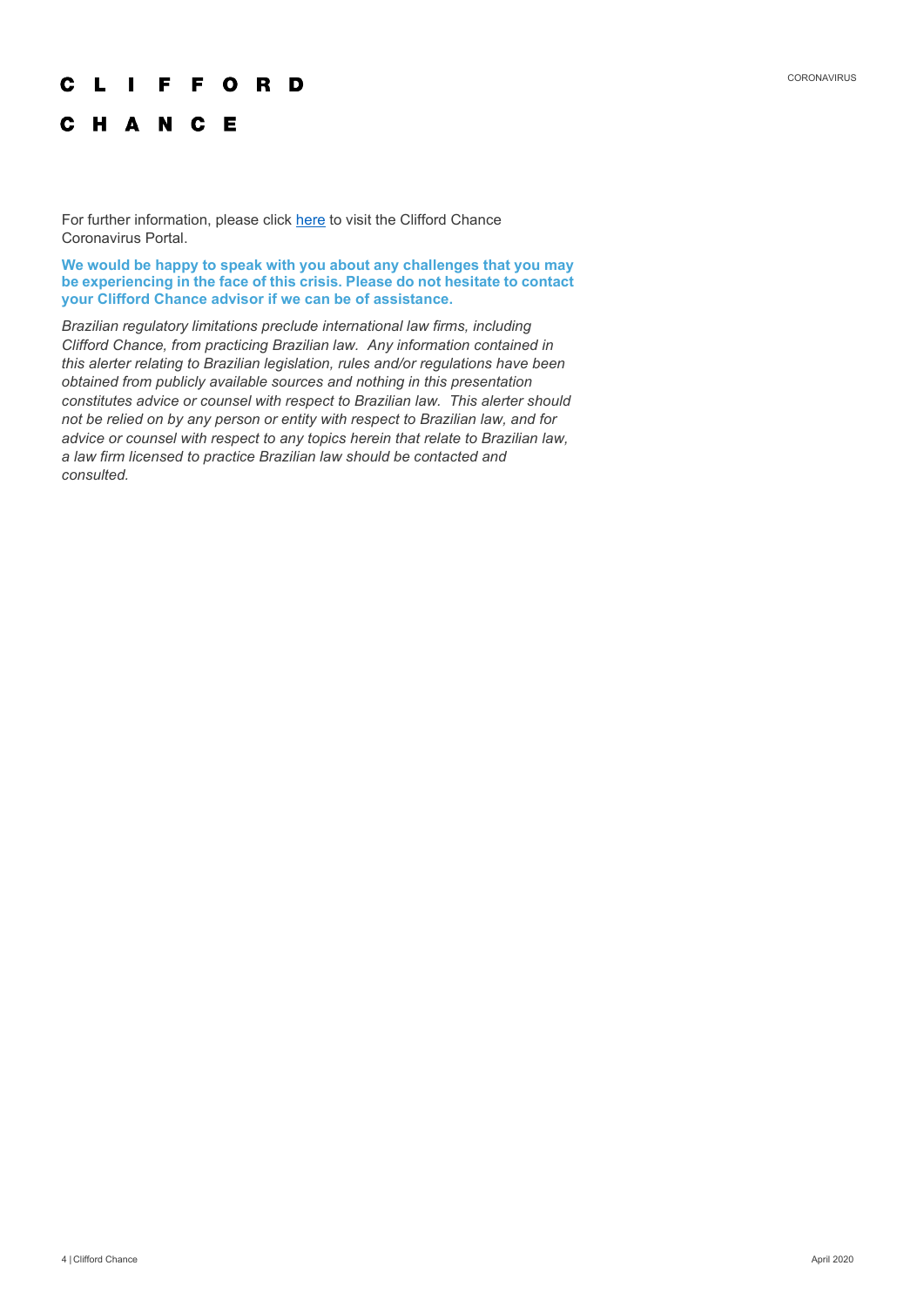For further information, please click here to visit the Clifford Chance Coronavirus Portal.

**We would be happy to speak with you about any challenges that you may be experiencing in the face of this crisis. Please do not hesitate to contact your Clifford Chance advisor if we can be of assistance.**

*Brazilian regulatory limitations preclude international law firms, including Clifford Chance, from practicing Brazilian law. Any information contained in this alerter relating to Brazilian legislation, rules and/or regulations have been obtained from publicly available sources and nothing in this presentation constitutes advice or counsel with respect to Brazilian law. This alerter should not be relied on by any person or entity with respect to Brazilian law, and for advice or counsel with respect to any topics herein that relate to Brazilian law, a law firm licensed to practice Brazilian law should be contacted and consulted.*